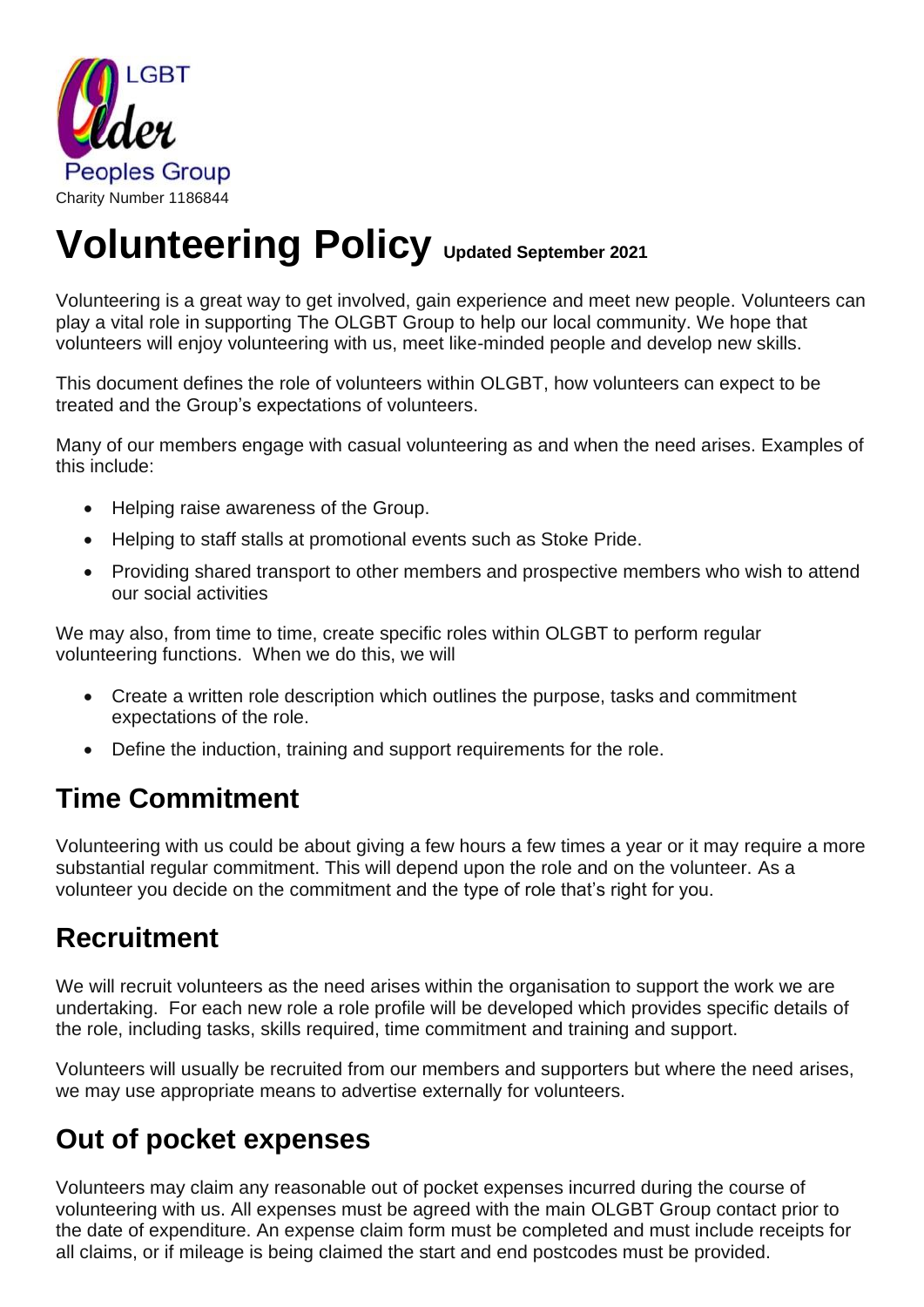LGBT Older Peoples Group

Charity Number 1186844

# Volunteering Policy **Updated September 2021**

Volunteering is a great way to get involved, gain experience and meet new people. Volunteers can play a vital role in supporting The OLGBT Group to help our local community. We hope that volunteers will enjoy volunteering with us, meet like-minded people and develop new skills.

This document defines the role of volunteers within OLGBT, how volunteers can expect to be treated and the Group's expectations of volunteers.

Many of our members engage with casual volunteering as and when the need arises. Examples of this include:

- Helping raise awareness of the Group.
- Helping to staff stalls at promotional events such as Stoke Pride.
- Providing shared transport to other members and prospective members who wish to attend our social activities

We may also, from time to time, create specific roles within OLGBT to perform regular volunteering functions. When we do this, we will

- Create a written role description which outlines the purpose, tasks and commitment expectations of the role.
- Define the induction, training and support requirements for the role.

## Time Commitment

Volunteering with us could be about giving a few hours a few times a year or it may require a more substantial regular commitment. This will depend upon the role and on the volunteer. As a volunteer you decide on the commitment and the type of role that's right for you.

## Recruitment

We will recruit volunteers as the need arises within the organisation to support the work we are undertaking. For each new role a role profile will be developed which provides specific details of the role, including tasks, skills required, time commitment and training and support.

Volunteers will usually be recruited from our members and supporters but where the need arises, we may use appropriate means to advertise externally for volunteers.

## Out of pocket expenses

Volunteers may claim any reasonable out of pocket expenses incurred during the course of volunteering with us. All expenses must be agreed with the main OLGBT Group contact prior to the date of expenditure. An expense claim form must be completed and must include receipts for all claims, or if mileage is being claimed the start and end postcodes must be provided.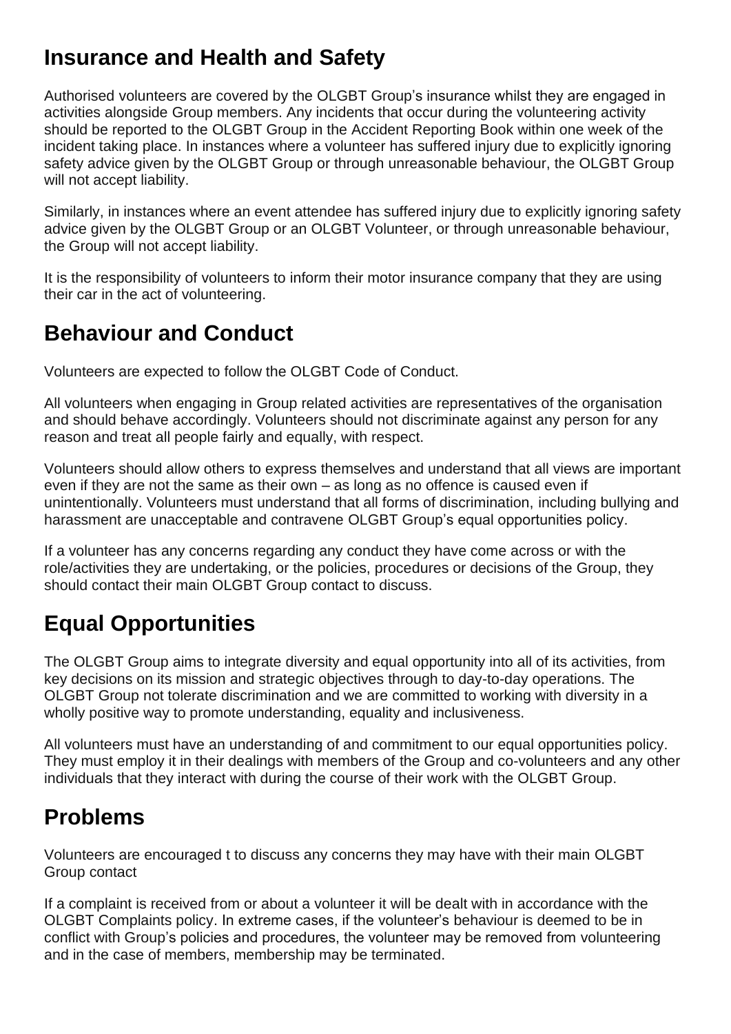## Insurance and Health and Safety

Authorised volunteers are covered by the OLGBT Group's insurance whilst they are engaged in activities alongside Group members. Any incidents that occur during the volunteering activity should be reported to the OLGBT Group in the Accident Reporting Book within one week of the incident taking place. In instances where a volunteer has suffered injury due to explicitly ignoring safety advice given by the OLGBT Group or through unreasonable behaviour, the OLGBT Group will not accept liability.

Similarly, in instances where an event attendee has suffered injury due to explicitly ignoring safety advice given by the OLGBT Group or an OLGBT Volunteer, or through unreasonable behaviour, the Group will not accept liability.

It is the responsibility of volunteers to inform their motor insurance company that they are using their car in the act of volunteering.

## Behaviour and Conduct

Volunteers are expected to follow the OLGBT Code of Conduct.

All volunteers when engaging in Group related activities are representatives of the organisation and should behave accordingly. Volunteers should not discriminate against any person for any reason and treat all people fairly and equally, with respect.

Volunteers should allow others to express themselves and understand that all views are important even if they are not the same as their own – as long as no offence is caused even if unintentionally. Volunteers must understand that all forms of discrimination, including bullying and harassment are unacceptable and contravene OLGBT Group's equal opportunities policy.

If a volunteer has any concerns regarding any conduct they have come across or with the role/activities they are undertaking, or the policies, procedures or decisions of the Group, they should contact their main OLGBT Group contact to discuss.

## Equal Opportunities

The OLGBT Group aims to integrate diversity and equal opportunity into all of its activities, from key decisions on its mission and strategic objectives through to day-to-day operations. The OLGBT Group not tolerate discrimination and we are committed to working with diversity in a wholly positive way to promote understanding, equality and inclusiveness.

All volunteers must have an understanding of and commitment to our equal opportunities policy. They must employ it in their dealings with members of the Group and co-volunteers and any other individuals that they interact with during the course of their work with the OLGBT Group.

## Problems

Volunteers are encouraged t to discuss any concerns they may have with their main OLGBT Group contact

If a complaint is received from or about a volunteer it will be dealt with in accordance with the OLGBT Complaints policy. In extreme cases, if the volunteer's behaviour is deemed to be in conflict with Group's policies and procedures, the volunteer may be removed from volunteering and in the case of members, membership may be terminated.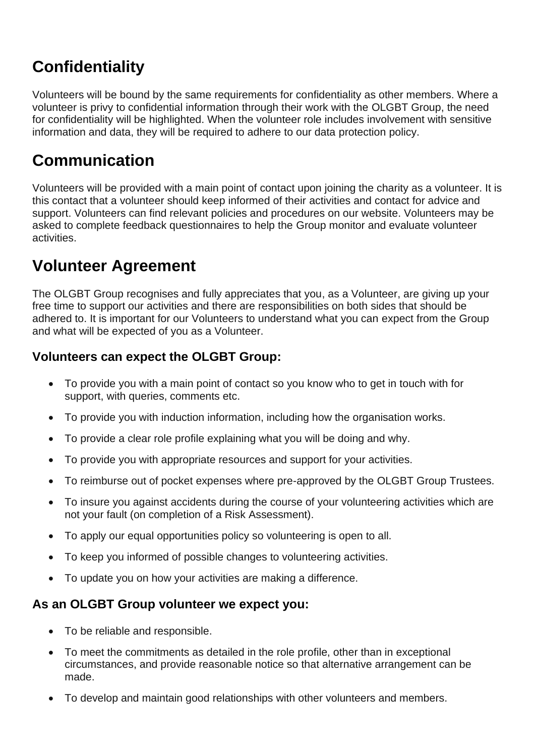## Confidentiality

Volunteers will be bound by the same requirements for confidentiality as other members. Where a volunteer is privy to confidential information through their work with the OLGBT Group, the need for confidentiality will be highlighted. When the volunteer role includes involvement with sensitive information and data, they will be required to adhere to our data protection policy.

## Communication

Volunteers will be provided with a main point of contact upon joining the charity as a volunteer. It is this contact that a volunteer should keep informed of their activities and contact for advice and support. Volunteers can find relevant policies and procedures on our website. Volunteers may be asked to complete feedback questionnaires to help the Group monitor and evaluate volunteer activities.

## Volunteer Agreement

The OLGBT Group recognises and fully appreciates that you, as a Volunteer, are giving up your free time to support our activities and there are responsibilities on both sides that should be adhered to. It is important for our Volunteers to understand what you can expect from the Group and what will be expected of you as a Volunteer.

### Volunteers can expect the OLGBT Group:

- To provide you with a main point of contact so you know who to get in touch with for support, with queries, comments etc.
- To provide you with induction information, including how the organisation works.
- To provide a clear role profile explaining what you will be doing and why.
- To provide you with appropriate resources and support for your activities.
- To reimburse out of pocket expenses where pre-approved by the OLGBT Group Trustees.
- To insure you against accidents during the course of your volunteering activities which are not your fault (on completion of a Risk Assessment).
- To apply our equal opportunities policy so volunteering is open to all.
- To keep you informed of possible changes to volunteering activities.
- To update you on how your activities are making a difference.

### As an OLGBT Group volunteer we expect you:

- To be reliable and responsible.
- To meet the commitments as detailed in the role profile, other than in exceptional circumstances, and provide reasonable notice so that alternative arrangement can be made.
- To develop and maintain good relationships with other volunteers and members.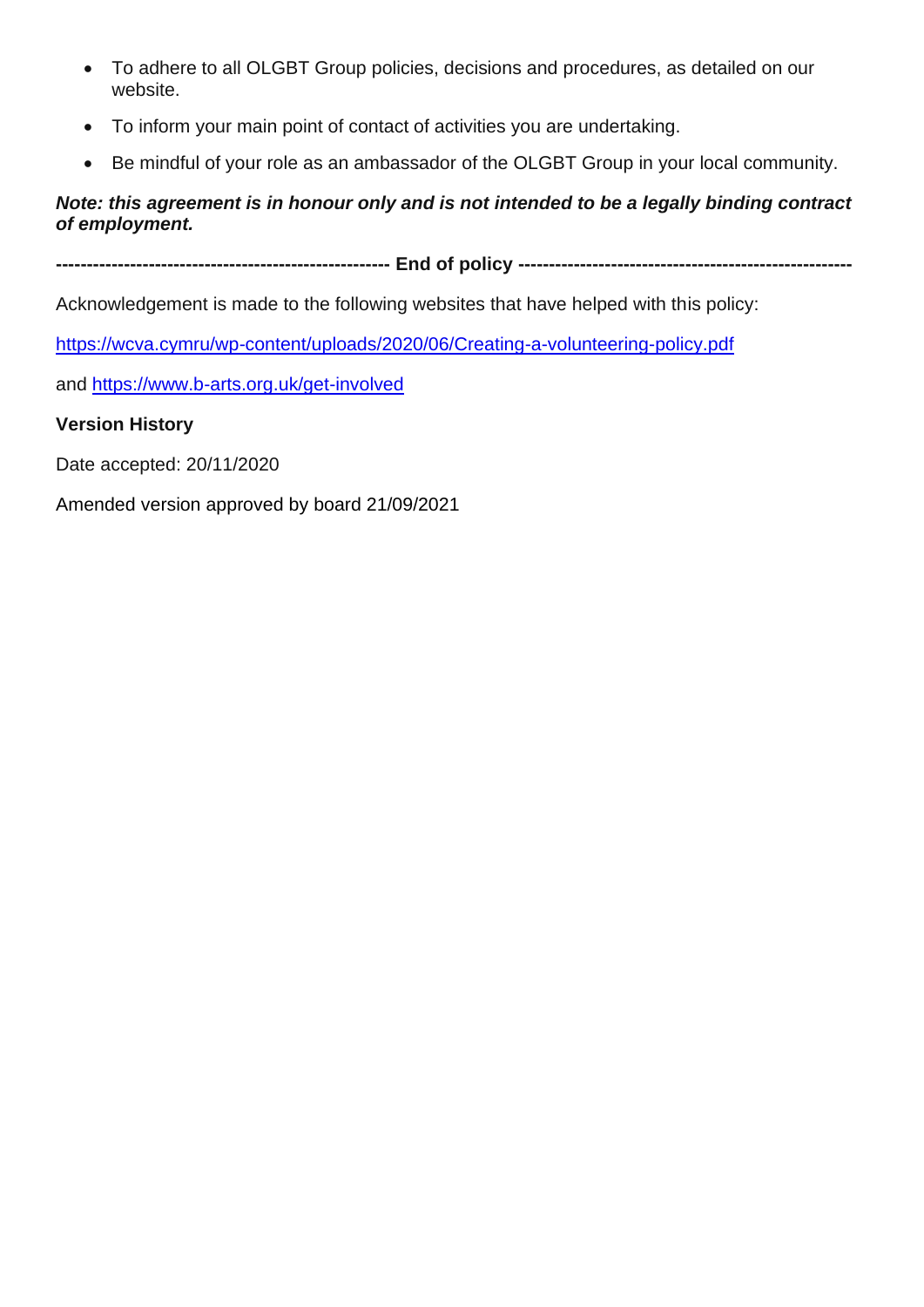- To adhere to all OLGBT Group policies, decisions and procedures, as detailed on our website.
- To inform your main point of contact of activities you are undertaking.
- Be mindful of your role as an ambassador of the OLGBT Group in your local community.

***Note: this agreement is in honour only and is not intended to be a legally binding contract of employment.***

**------------------------------------------------------ End of policy ------------------------------------------------------**

Acknowledgement is made to the following websites that have helped with this policy:

https://wcva.cymru/wp-content/uploads/2020/06/Creating-a-volunteering-policy.pdf

and https://www.b-arts.org.uk/get-involved

**Version History**

Date accepted: 20/11/2020

Amended version approved by board 21/09/2021